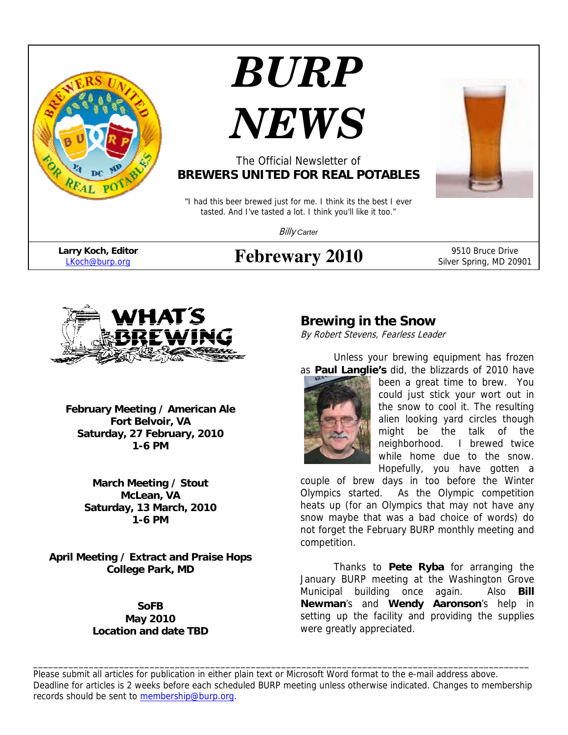# BURP NEWS

The Official Newsletter of
**BREWERS UNITED FOR REAL POTABLES**

"I had this beer brewed just for me. I think its the best I ever tasted. And I've tasted a lot. I think you'll like it too."

*Billy Carter*

**Larry Koch, Editor**
LKoch@burp.org

## Febrewary 2010

9510 Bruce Drive
Silver Spring, MD 20901

## WHAT'S BREWING

**February Meeting / American Ale**
**Fort Belvoir, VA**
**Saturday, 27 February, 2010**
**1-6 PM**

**March Meeting / Stout**
**McLean, VA**
**Saturday, 13 March, 2010**
**1-6 PM**

**April Meeting / Extract and Praise Hops**
**College Park, MD**

**SoFB**
**May 2010**
**Location and date TBD**

## Brewing in the Snow

*By Robert Stevens, Fearless Leader*

Unless your brewing equipment has frozen as **Paul Langlie's** did, the blizzards of 2010 have been a great time to brew. You could just stick your wort out in the snow to cool it. The resulting alien looking yard circles though might be the talk of the neighborhood. I brewed twice while home due to the snow. Hopefully, you have gotten a couple of brew days in too before the Winter Olympics started. As the Olympic competition heats up (for an Olympics that may not have any snow maybe that was a bad choice of words) do not forget the February BURP monthly meeting and competition.

Thanks to **Pete Ryba** for arranging the January BURP meeting at the Washington Grove Municipal building once again. Also **Bill Newman**'s and **Wendy Aaronson**'s help in setting up the facility and providing the supplies were greatly appreciated.

---

Please submit all articles for publication in either plain text or Microsoft Word format to the e-mail address above. Deadline for articles is 2 weeks before each scheduled BURP meeting unless otherwise indicated. Changes to membership records should be sent to membership@burp.org.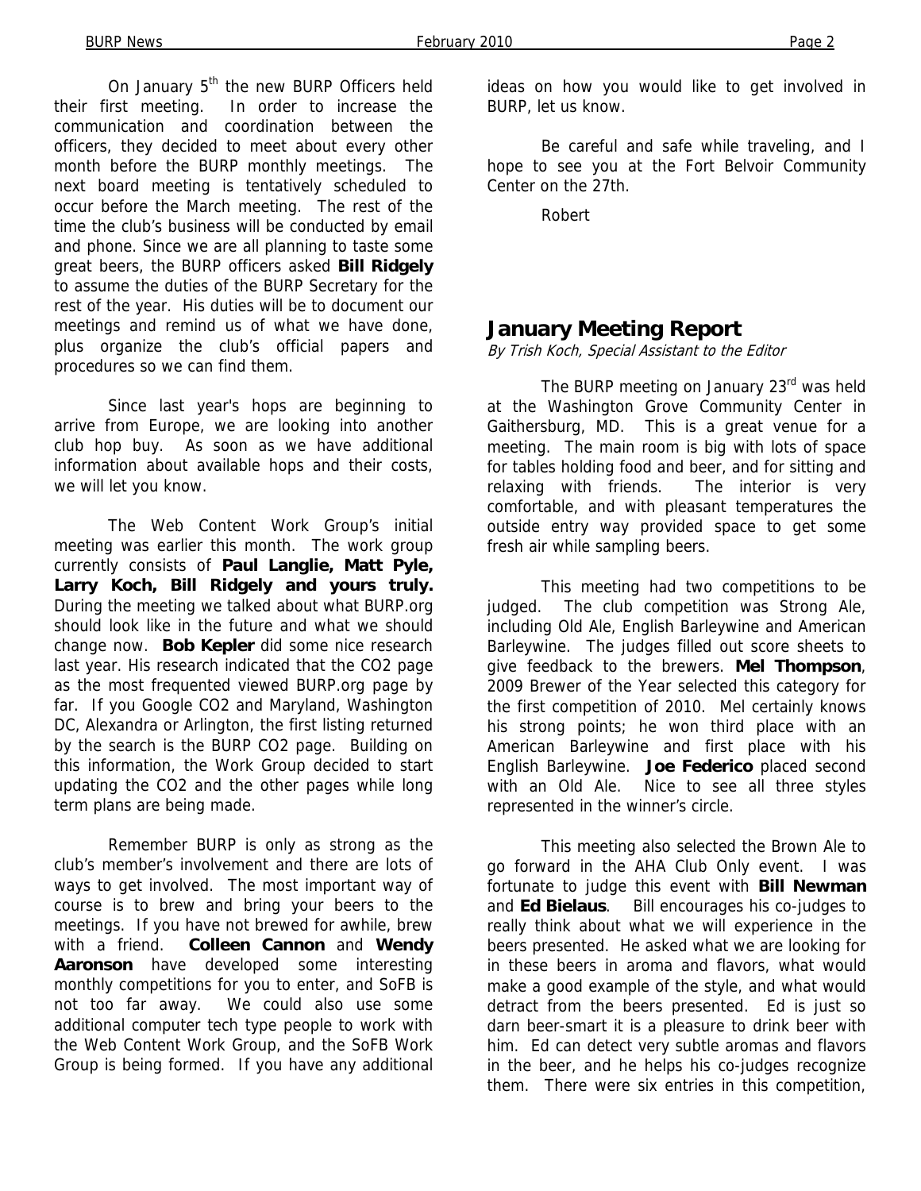On January 5th the new BURP Officers held their first meeting. In order to increase the communication and coordination between the officers, they decided to meet about every other month before the BURP monthly meetings. The next board meeting is tentatively scheduled to occur before the March meeting. The rest of the time the club's business will be conducted by email and phone. Since we are all planning to taste some great beers, the BURP officers asked **Bill Ridgely** to assume the duties of the BURP Secretary for the rest of the year. His duties will be to document our meetings and remind us of what we have done, plus organize the club's official papers and procedures so we can find them.

Since last year's hops are beginning to arrive from Europe, we are looking into another club hop buy. As soon as we have additional information about available hops and their costs, we will let you know.

The Web Content Work Group's initial meeting was earlier this month. The work group currently consists of **Paul Langlie, Matt Pyle, Larry Koch, Bill Ridgely and yours truly.** During the meeting we talked about what BURP.org should look like in the future and what we should change now. **Bob Kepler** did some nice research last year. His research indicated that the CO2 page as the most frequented viewed BURP.org page by far. If you Google CO2 and Maryland, Washington DC, Alexandra or Arlington, the first listing returned by the search is the BURP CO2 page. Building on this information, the Work Group decided to start updating the CO2 and the other pages while long term plans are being made.

Remember BURP is only as strong as the club's member's involvement and there are lots of ways to get involved. The most important way of course is to brew and bring your beers to the meetings. If you have not brewed for awhile, brew with a friend. **Colleen Cannon** and **Wendy Aaronson** have developed some interesting monthly competitions for you to enter, and SoFB is not too far away. We could also use some additional computer tech type people to work with the Web Content Work Group, and the SoFB Work Group is being formed. If you have any additional ideas on how you would like to get involved in BURP, let us know.

Be careful and safe while traveling, and I hope to see you at the Fort Belvoir Community Center on the 27th.

Robert

## January Meeting Report

*By Trish Koch, Special Assistant to the Editor*

The BURP meeting on January 23rd was held at the Washington Grove Community Center in Gaithersburg, MD. This is a great venue for a meeting. The main room is big with lots of space for tables holding food and beer, and for sitting and relaxing with friends. The interior is very comfortable, and with pleasant temperatures the outside entry way provided space to get some fresh air while sampling beers.

This meeting had two competitions to be judged. The club competition was Strong Ale, including Old Ale, English Barleywine and American Barleywine. The judges filled out score sheets to give feedback to the brewers. **Mel Thompson**, 2009 Brewer of the Year selected this category for the first competition of 2010. Mel certainly knows his strong points; he won third place with an American Barleywine and first place with his English Barleywine. **Joe Federico** placed second with an Old Ale. Nice to see all three styles represented in the winner's circle.

This meeting also selected the Brown Ale to go forward in the AHA Club Only event. I was fortunate to judge this event with **Bill Newman** and **Ed Bielaus**. Bill encourages his co-judges to really think about what we will experience in the beers presented. He asked what we are looking for in these beers in aroma and flavors, what would make a good example of the style, and what would detract from the beers presented. Ed is just so darn beer-smart it is a pleasure to drink beer with him. Ed can detect very subtle aromas and flavors in the beer, and he helps his co-judges recognize them. There were six entries in this competition,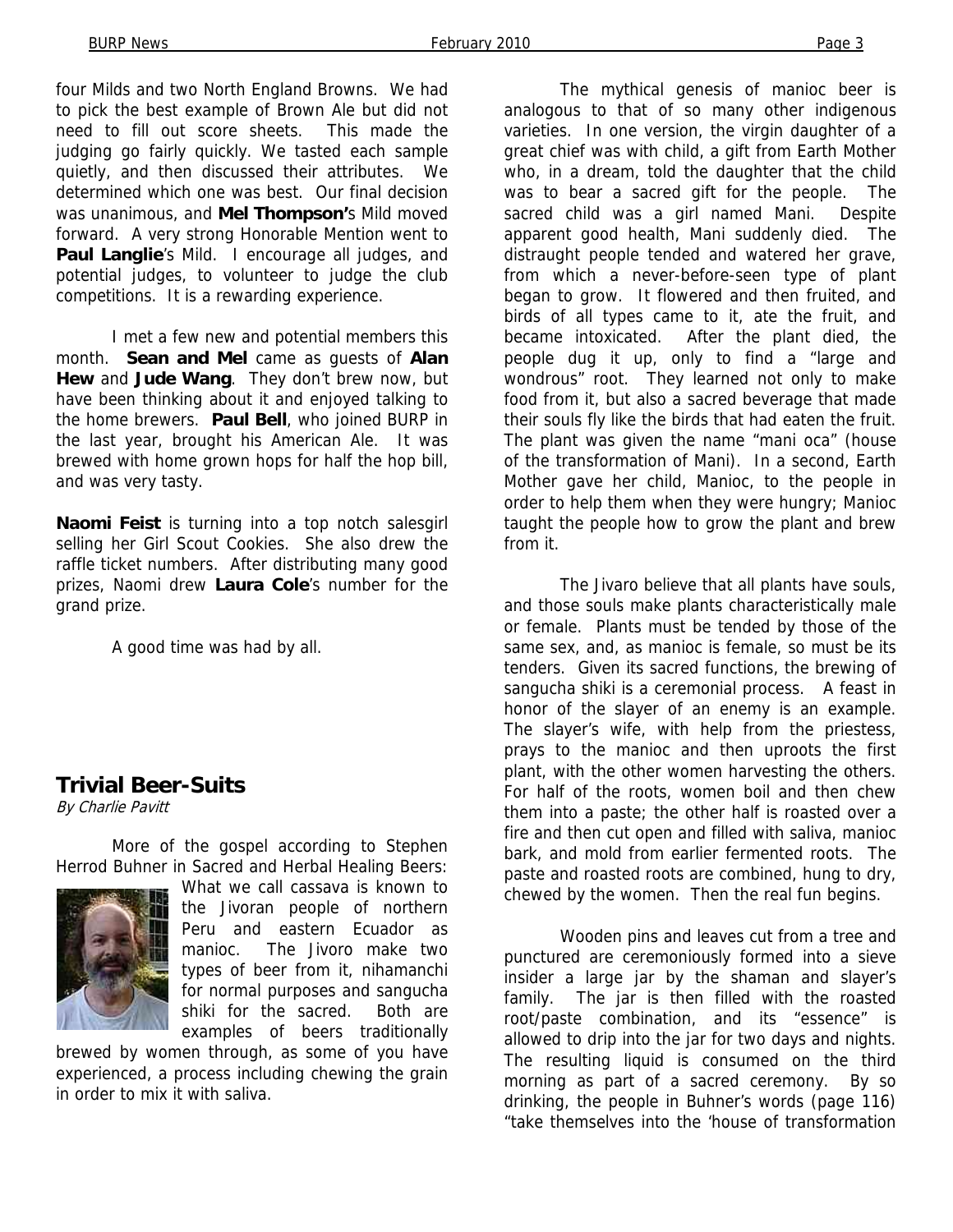four Milds and two North England Browns. We had to pick the best example of Brown Ale but did not need to fill out score sheets. This made the judging go fairly quickly. We tasted each sample quietly, and then discussed their attributes. We determined which one was best. Our final decision was unanimous, and **Mel Thompson'**s Mild moved forward. A very strong Honorable Mention went to **Paul Langlie**'s Mild. I encourage all judges, and potential judges, to volunteer to judge the club competitions. It is a rewarding experience.

I met a few new and potential members this month. **Sean and Mel** came as guests of **Alan Hew** and **Jude Wang**. They don't brew now, but have been thinking about it and enjoyed talking to the home brewers. **Paul Bell**, who joined BURP in the last year, brought his American Ale. It was brewed with home grown hops for half the hop bill, and was very tasty.

**Naomi Feist** is turning into a top notch salesgirl selling her Girl Scout Cookies. She also drew the raffle ticket numbers. After distributing many good prizes, Naomi drew **Laura Cole**'s number for the grand prize.

A good time was had by all.

## Trivial Beer-Suits

*By Charlie Pavitt*

More of the gospel according to Stephen Herrod Buhner in Sacred and Herbal Healing Beers: What we call cassava is known to the Jivoran people of northern Peru and eastern Ecuador as manioc. The Jivoro make two types of beer from it, nihamanchi for normal purposes and sangucha shiki for the sacred. Both are examples of beers traditionally brewed by women through, as some of you have experienced, a process including chewing the grain in order to mix it with saliva.

The mythical genesis of manioc beer is analogous to that of so many other indigenous varieties. In one version, the virgin daughter of a great chief was with child, a gift from Earth Mother who, in a dream, told the daughter that the child was to bear a sacred gift for the people. The sacred child was a girl named Mani. Despite apparent good health, Mani suddenly died. The distraught people tended and watered her grave, from which a never-before-seen type of plant began to grow. It flowered and then fruited, and birds of all types came to it, ate the fruit, and became intoxicated. After the plant died, the people dug it up, only to find a "large and wondrous" root. They learned not only to make food from it, but also a sacred beverage that made their souls fly like the birds that had eaten the fruit. The plant was given the name "mani oca" (house of the transformation of Mani). In a second, Earth Mother gave her child, Manioc, to the people in order to help them when they were hungry; Manioc taught the people how to grow the plant and brew from it.

The Jivaro believe that all plants have souls, and those souls make plants characteristically male or female. Plants must be tended by those of the same sex, and, as manioc is female, so must be its tenders. Given its sacred functions, the brewing of sangucha shiki is a ceremonial process. A feast in honor of the slayer of an enemy is an example. The slayer's wife, with help from the priestess, prays to the manioc and then uproots the first plant, with the other women harvesting the others. For half of the roots, women boil and then chew them into a paste; the other half is roasted over a fire and then cut open and filled with saliva, manioc bark, and mold from earlier fermented roots. The paste and roasted roots are combined, hung to dry, chewed by the women. Then the real fun begins.

Wooden pins and leaves cut from a tree and punctured are ceremoniously formed into a sieve insider a large jar by the shaman and slayer's family. The jar is then filled with the roasted root/paste combination, and its "essence" is allowed to drip into the jar for two days and nights. The resulting liquid is consumed on the third morning as part of a sacred ceremony. By so drinking, the people in Buhner's words (page 116) "take themselves into the 'house of transformation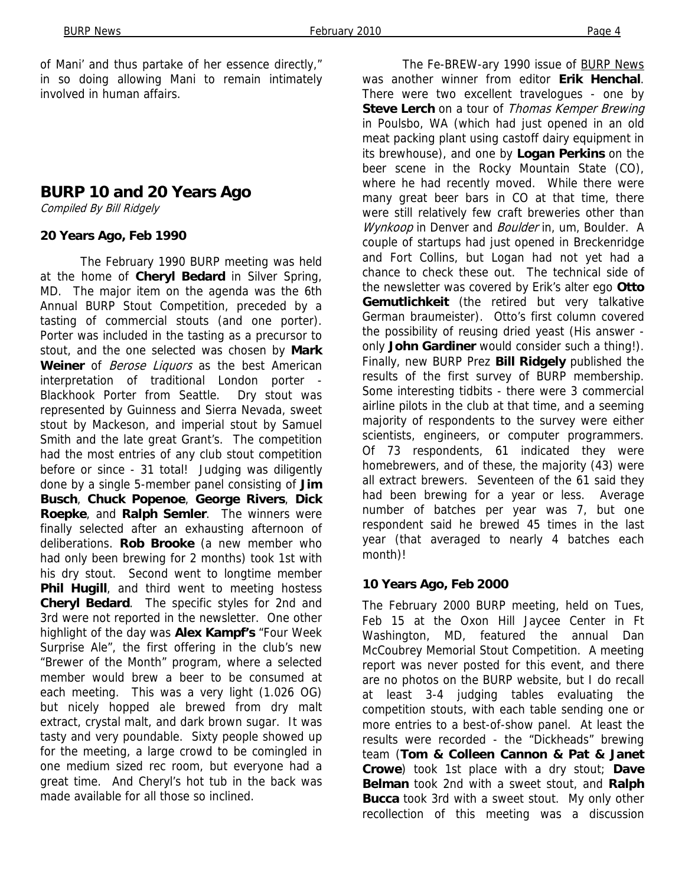of Mani' and thus partake of her essence directly," in so doing allowing Mani to remain intimately involved in human affairs.

## BURP 10 and 20 Years Ago

*Compiled By Bill Ridgely*

### 20 Years Ago, Feb 1990

The February 1990 BURP meeting was held at the home of **Cheryl Bedard** in Silver Spring, MD. The major item on the agenda was the 6th Annual BURP Stout Competition, preceded by a tasting of commercial stouts (and one porter). Porter was included in the tasting as a precursor to stout, and the one selected was chosen by **Mark Weiner** of *Berose Liquors* as the best American interpretation of traditional London porter - Blackhook Porter from Seattle. Dry stout was represented by Guinness and Sierra Nevada, sweet stout by Mackeson, and imperial stout by Samuel Smith and the late great Grant's. The competition had the most entries of any club stout competition before or since - 31 total! Judging was diligently done by a single 5-member panel consisting of **Jim Busch**, **Chuck Popenoe**, **George Rivers**, **Dick Roepke**, and **Ralph Semler**. The winners were finally selected after an exhausting afternoon of deliberations. **Rob Brooke** (a new member who had only been brewing for 2 months) took 1st with his dry stout. Second went to longtime member **Phil Hugill**, and third went to meeting hostess **Cheryl Bedard**. The specific styles for 2nd and 3rd were not reported in the newsletter. One other highlight of the day was **Alex Kampf's** "Four Week Surprise Ale", the first offering in the club's new "Brewer of the Month" program, where a selected member would brew a beer to be consumed at each meeting. This was a very light (1.026 OG) but nicely hopped ale brewed from dry malt extract, crystal malt, and dark brown sugar. It was tasty and very poundable. Sixty people showed up for the meeting, a large crowd to be comingled in one medium sized rec room, but everyone had a great time. And Cheryl's hot tub in the back was made available for all those so inclined.

The Fe-BREW-ary 1990 issue of BURP News was another winner from editor **Erik Henchal**. There were two excellent travelogues - one by **Steve Lerch** on a tour of *Thomas Kemper Brewing* in Poulsbo, WA (which had just opened in an old meat packing plant using castoff dairy equipment in its brewhouse), and one by **Logan Perkins** on the beer scene in the Rocky Mountain State (CO), where he had recently moved. While there were many great beer bars in CO at that time, there were still relatively few craft breweries other than *Wynkoop* in Denver and *Boulder* in, um, Boulder. A couple of startups had just opened in Breckenridge and Fort Collins, but Logan had not yet had a chance to check these out. The technical side of the newsletter was covered by Erik's alter ego **Otto Gemutlichkeit** (the retired but very talkative German braumeister). Otto's first column covered the possibility of reusing dried yeast (His answer - only **John Gardiner** would consider such a thing!). Finally, new BURP Prez **Bill Ridgely** published the results of the first survey of BURP membership. Some interesting tidbits - there were 3 commercial airline pilots in the club at that time, and a seeming majority of respondents to the survey were either scientists, engineers, or computer programmers. Of 73 respondents, 61 indicated they were homebrewers, and of these, the majority (43) were all extract brewers. Seventeen of the 61 said they had been brewing for a year or less. Average number of batches per year was 7, but one respondent said he brewed 45 times in the last year (that averaged to nearly 4 batches each month)!

### 10 Years Ago, Feb 2000

The February 2000 BURP meeting, held on Tues, Feb 15 at the Oxon Hill Jaycee Center in Ft Washington, MD, featured the annual Dan McCoubrey Memorial Stout Competition. A meeting report was never posted for this event, and there are no photos on the BURP website, but I do recall at least 3-4 judging tables evaluating the competition stouts, with each table sending one or more entries to a best-of-show panel. At least the results were recorded - the "Dickheads" brewing team (**Tom & Colleen Cannon & Pat & Janet Crowe**) took 1st place with a dry stout; **Dave Belman** took 2nd with a sweet stout, and **Ralph Bucca** took 3rd with a sweet stout. My only other recollection of this meeting was a discussion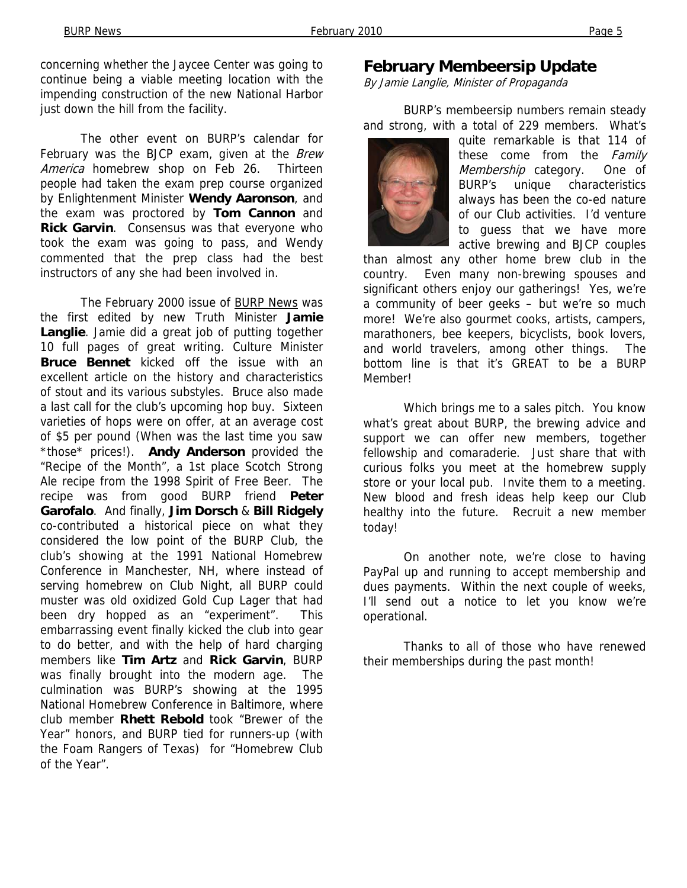concerning whether the Jaycee Center was going to continue being a viable meeting location with the impending construction of the new National Harbor just down the hill from the facility.

The other event on BURP's calendar for February was the BJCP exam, given at the *Brew America* homebrew shop on Feb 26. Thirteen people had taken the exam prep course organized by Enlightenment Minister **Wendy Aaronson**, and the exam was proctored by **Tom Cannon** and **Rick Garvin**. Consensus was that everyone who took the exam was going to pass, and Wendy commented that the prep class had the best instructors of any she had been involved in.

The February 2000 issue of BURP News was the first edited by new Truth Minister **Jamie Langlie**. Jamie did a great job of putting together 10 full pages of great writing. Culture Minister **Bruce Bennet** kicked off the issue with an excellent article on the history and characteristics of stout and its various substyles. Bruce also made a last call for the club's upcoming hop buy. Sixteen varieties of hops were on offer, at an average cost of $5 per pound (When was the last time you saw *those* prices!). **Andy Anderson** provided the "Recipe of the Month", a 1st place Scotch Strong Ale recipe from the 1998 Spirit of Free Beer. The recipe was from good BURP friend **Peter Garofalo**. And finally, **Jim Dorsch** & **Bill Ridgely** co-contributed a historical piece on what they considered the low point of the BURP Club, the club's showing at the 1991 National Homebrew Conference in Manchester, NH, where instead of serving homebrew on Club Night, all BURP could muster was old oxidized Gold Cup Lager that had been dry hopped as an "experiment". This embarrassing event finally kicked the club into gear to do better, and with the help of hard charging members like **Tim Artz** and **Rick Garvin**, BURP was finally brought into the modern age. The culmination was BURP's showing at the 1995 National Homebrew Conference in Baltimore, where club member **Rhett Rebold** took "Brewer of the Year" honors, and BURP tied for runners-up (with the Foam Rangers of Texas) for "Homebrew Club of the Year".

## February Membeersip Update

*By Jamie Langlie, Minister of Propaganda*

BURP's membeersip numbers remain steady and strong, with a total of 229 members. What's quite remarkable is that 114 of these come from the *Family Membership* category. One of BURP's unique characteristics always has been the co-ed nature of our Club activities. I'd venture to guess that we have more active brewing and BJCP couples than almost any other home brew club in the country. Even many non-brewing spouses and significant others enjoy our gatherings! Yes, we're a community of beer geeks – but we're so much more! We're also gourmet cooks, artists, campers, marathoners, bee keepers, bicyclists, book lovers, and world travelers, among other things. The bottom line is that it's GREAT to be a BURP Member!

Which brings me to a sales pitch. You know what's great about BURP, the brewing advice and support we can offer new members, together fellowship and comaraderie. Just share that with curious folks you meet at the homebrew supply store or your local pub. Invite them to a meeting. New blood and fresh ideas help keep our Club healthy into the future. Recruit a new member today!

On another note, we're close to having PayPal up and running to accept membership and dues payments. Within the next couple of weeks, I'll send out a notice to let you know we're operational.

Thanks to all of those who have renewed their memberships during the past month!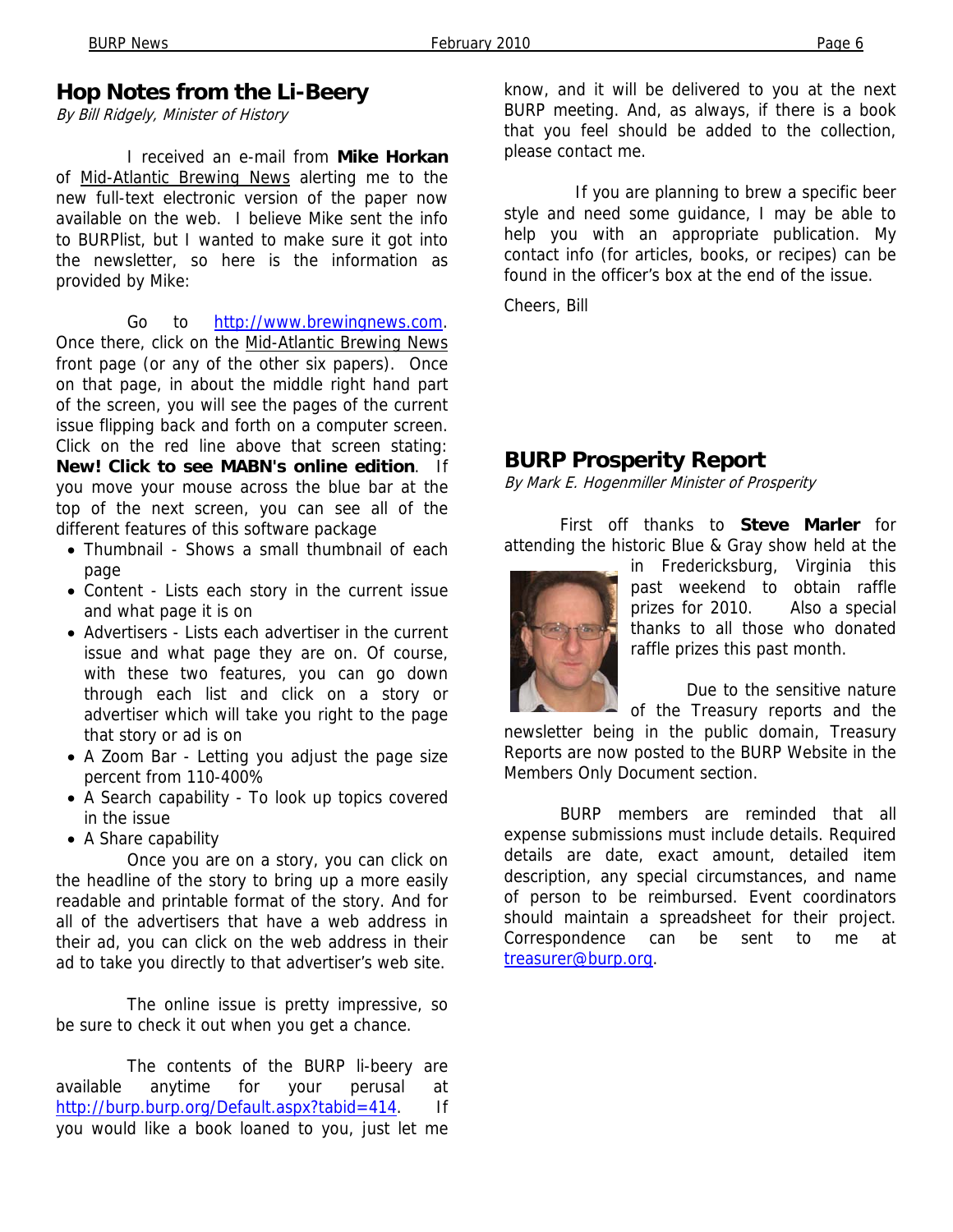## Hop Notes from the Li-Beery

*By Bill Ridgely, Minister of History*

I received an e-mail from **Mike Horkan** of Mid-Atlantic Brewing News alerting me to the new full-text electronic version of the paper now available on the web. I believe Mike sent the info to BURPlist, but I wanted to make sure it got into the newsletter, so here is the information as provided by Mike:

Go to http://www.brewingnews.com. Once there, click on the Mid-Atlantic Brewing News front page (or any of the other six papers). Once on that page, in about the middle right hand part of the screen, you will see the pages of the current issue flipping back and forth on a computer screen. Click on the red line above that screen stating: **New! Click to see MABN's online edition**. If you move your mouse across the blue bar at the top of the next screen, you can see all of the different features of this software package

- Thumbnail - Shows a small thumbnail of each page
- Content - Lists each story in the current issue and what page it is on
- Advertisers - Lists each advertiser in the current issue and what page they are on. Of course, with these two features, you can go down through each list and click on a story or advertiser which will take you right to the page that story or ad is on
- A Zoom Bar - Letting you adjust the page size percent from 110-400%
- A Search capability - To look up topics covered in the issue
- A Share capability

Once you are on a story, you can click on the headline of the story to bring up a more easily readable and printable format of the story. And for all of the advertisers that have a web address in their ad, you can click on the web address in their ad to take you directly to that advertiser's web site.

The online issue is pretty impressive, so be sure to check it out when you get a chance.

The contents of the BURP li-beery are available anytime for your perusal at http://burp.burp.org/Default.aspx?tabid=414. If you would like a book loaned to you, just let me know, and it will be delivered to you at the next BURP meeting. And, as always, if there is a book that you feel should be added to the collection, please contact me.

If you are planning to brew a specific beer style and need some guidance, I may be able to help you with an appropriate publication. My contact info (for articles, books, or recipes) can be found in the officer's box at the end of the issue.

Cheers, Bill

## BURP Prosperity Report

*By Mark E. Hogenmiller Minister of Prosperity*

First off thanks to **Steve Marler** for attending the historic Blue & Gray show held at the in Fredericksburg, Virginia this past weekend to obtain raffle prizes for 2010. Also a special thanks to all those who donated raffle prizes this past month.

Due to the sensitive nature of the Treasury reports and the newsletter being in the public domain, Treasury Reports are now posted to the BURP Website in the Members Only Document section.

BURP members are reminded that all expense submissions must include details. Required details are date, exact amount, detailed item description, any special circumstances, and name of person to be reimbursed. Event coordinators should maintain a spreadsheet for their project. Correspondence can be sent to me at treasurer@burp.org.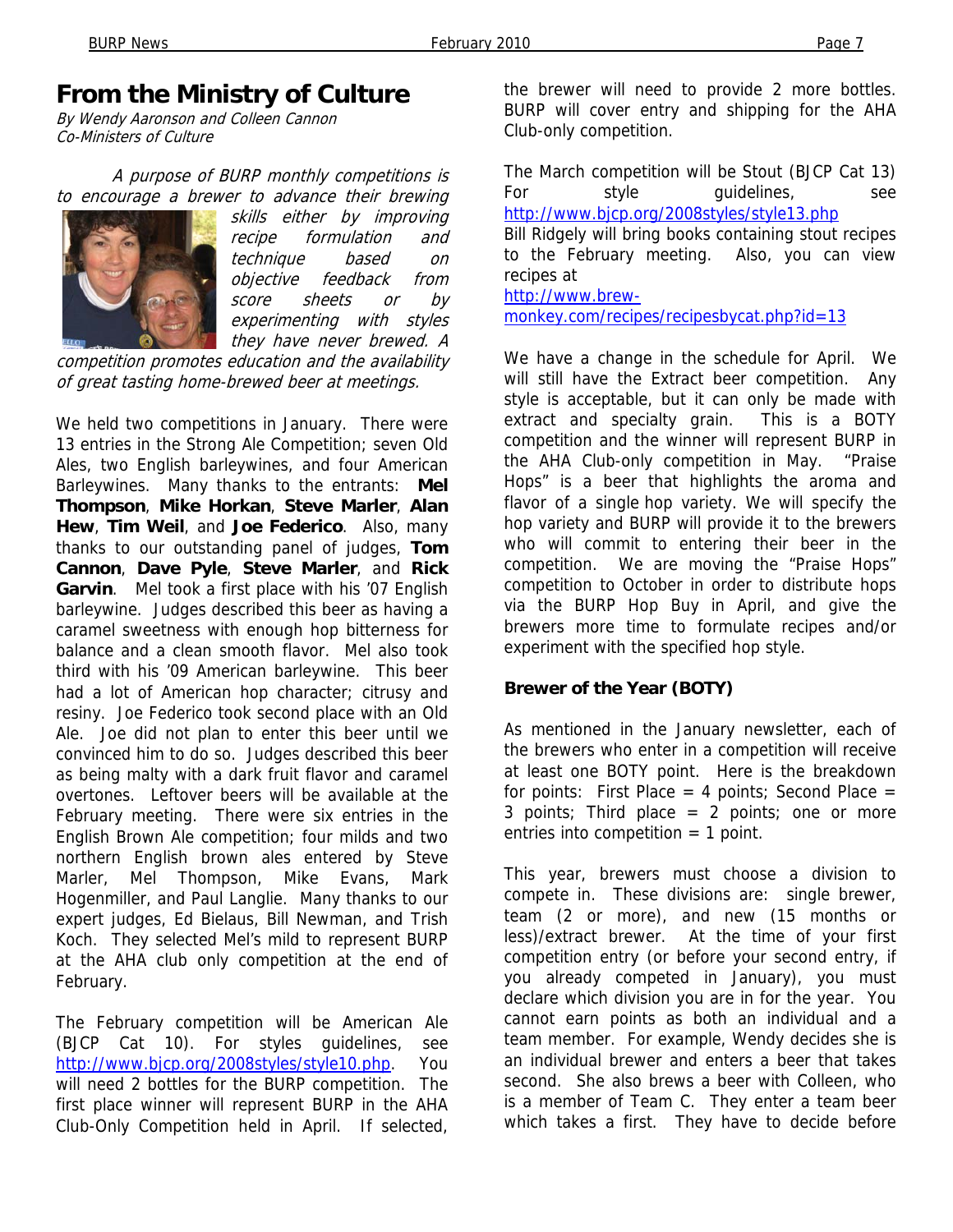# From the Ministry of Culture

*By Wendy Aaronson and Colleen Cannon*
*Co-Ministers of Culture*

*A purpose of BURP monthly competitions is to encourage a brewer to advance their brewing skills either by improving recipe formulation and technique based on objective feedback from score sheets or by experimenting with styles they have never brewed. A competition promotes education and the availability of great tasting home-brewed beer at meetings.*

We held two competitions in January. There were 13 entries in the Strong Ale Competition; seven Old Ales, two English barleywines, and four American Barleywines. Many thanks to the entrants: **Mel Thompson**, **Mike Horkan**, **Steve Marler**, **Alan Hew**, **Tim Weil**, and **Joe Federico**. Also, many thanks to our outstanding panel of judges, **Tom Cannon**, **Dave Pyle**, **Steve Marler**, and **Rick Garvin**. Mel took a first place with his '07 English barleywine. Judges described this beer as having a caramel sweetness with enough hop bitterness for balance and a clean smooth flavor. Mel also took third with his '09 American barleywine. This beer had a lot of American hop character; citrusy and resiny. Joe Federico took second place with an Old Ale. Joe did not plan to enter this beer until we convinced him to do so. Judges described this beer as being malty with a dark fruit flavor and caramel overtones. Leftover beers will be available at the February meeting. There were six entries in the English Brown Ale competition; four milds and two northern English brown ales entered by Steve Marler, Mel Thompson, Mike Evans, Mark Hogenmiller, and Paul Langlie. Many thanks to our expert judges, Ed Bielaus, Bill Newman, and Trish Koch. They selected Mel's mild to represent BURP at the AHA club only competition at the end of February.

The February competition will be American Ale (BJCP Cat 10). For styles guidelines, see http://www.bjcp.org/2008styles/style10.php. You will need 2 bottles for the BURP competition. The first place winner will represent BURP in the AHA Club-Only Competition held in April. If selected, the brewer will need to provide 2 more bottles. BURP will cover entry and shipping for the AHA Club-only competition.

The March competition will be Stout (BJCP Cat 13) For style guidelines, see http://www.bjcp.org/2008styles/style13.php
Bill Ridgely will bring books containing stout recipes to the February meeting. Also, you can view recipes at
http://www.brew-monkey.com/recipes/recipesbycat.php?id=13

We have a change in the schedule for April. We will still have the Extract beer competition. Any style is acceptable, but it can only be made with extract and specialty grain. This is a BOTY competition and the winner will represent BURP in the AHA Club-only competition in May. "Praise Hops" is a beer that highlights the aroma and flavor of a single hop variety. We will specify the hop variety and BURP will provide it to the brewers who will commit to entering their beer in the competition. We are moving the "Praise Hops" competition to October in order to distribute hops via the BURP Hop Buy in April, and give the brewers more time to formulate recipes and/or experiment with the specified hop style.

### Brewer of the Year (BOTY)

As mentioned in the January newsletter, each of the brewers who enter in a competition will receive at least one BOTY point. Here is the breakdown for points: First Place = 4 points; Second Place = 3 points; Third place = 2 points; one or more entries into competition = 1 point.

This year, brewers must choose a division to compete in. These divisions are: single brewer, team (2 or more), and new (15 months or less)/extract brewer. At the time of your first competition entry (or before your second entry, if you already competed in January), you must declare which division you are in for the year. You cannot earn points as both an individual and a team member. For example, Wendy decides she is an individual brewer and enters a beer that takes second. She also brews a beer with Colleen, who is a member of Team C. They enter a team beer which takes a first. They have to decide before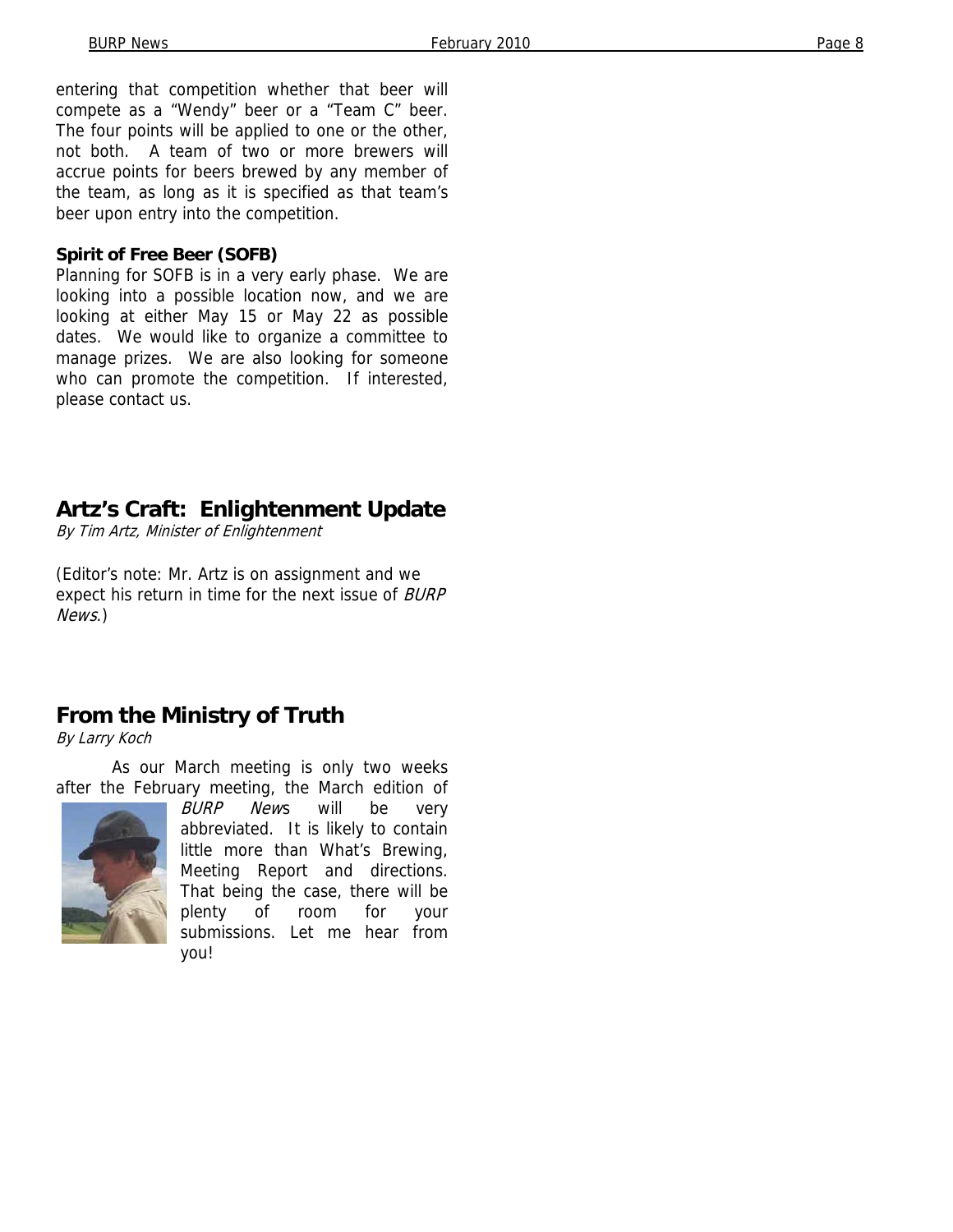entering that competition whether that beer will compete as a "Wendy" beer or a "Team C" beer. The four points will be applied to one or the other, not both. A team of two or more brewers will accrue points for beers brewed by any member of the team, as long as it is specified as that team's beer upon entry into the competition.

**Spirit of Free Beer (SOFB)**

Planning for SOFB is in a very early phase. We are looking into a possible location now, and we are looking at either May 15 or May 22 as possible dates. We would like to organize a committee to manage prizes. We are also looking for someone who can promote the competition. If interested, please contact us.

## Artz's Craft: Enlightenment Update

*By Tim Artz, Minister of Enlightenment*

(Editor's note: Mr. Artz is on assignment and we expect his return in time for the next issue of *BURP News*.)

## From the Ministry of Truth

*By Larry Koch*

As our March meeting is only two weeks after the February meeting, the March edition of *BURP News* will be very abbreviated. It is likely to contain little more than What's Brewing, Meeting Report and directions. That being the case, there will be plenty of room for your submissions. Let me hear from you!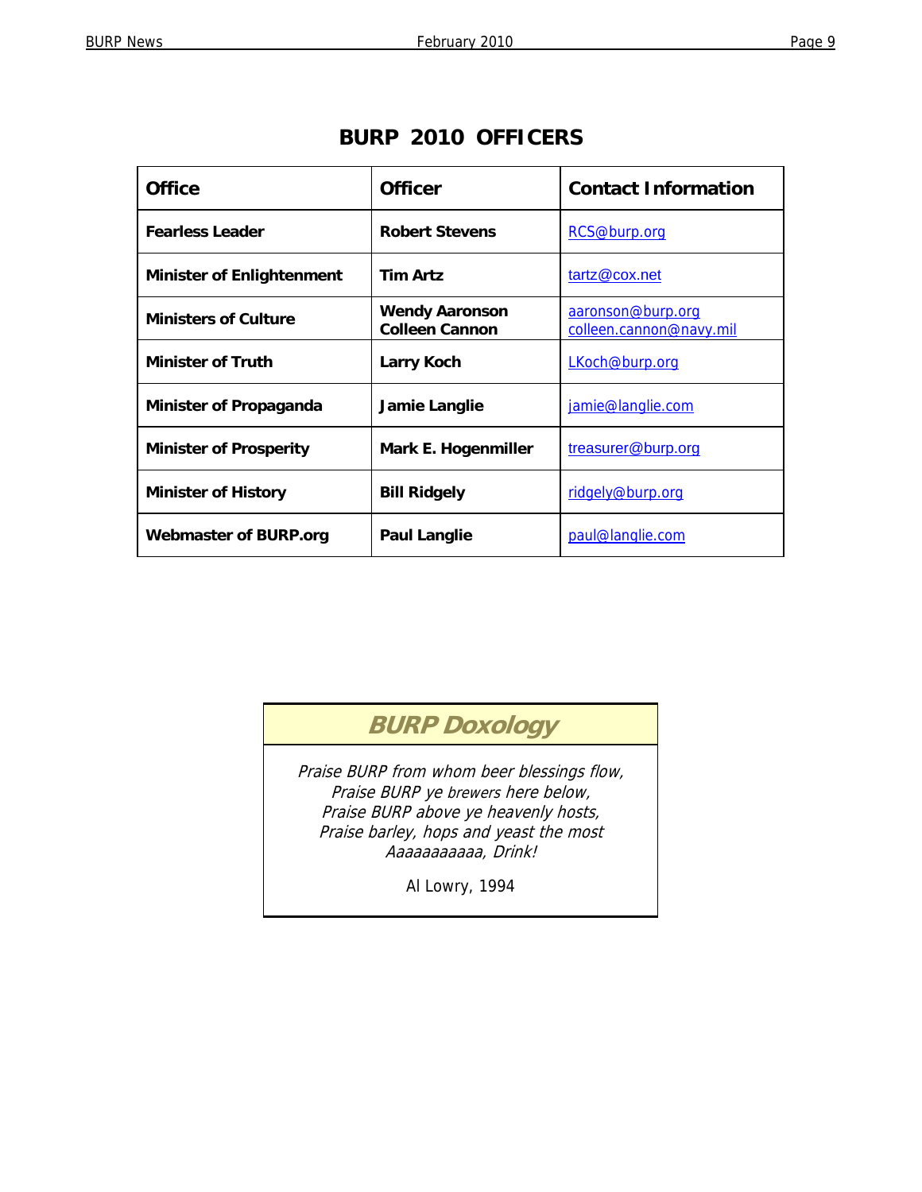# BURP 2010 OFFICERS

| Office | Officer | Contact Information |
|---|---|---|
| **Fearless Leader** | **Robert Stevens** | RCS@burp.org |
| **Minister of Enlightenment** | **Tim Artz** | tartz@cox.net |
| **Ministers of Culture** | **Wendy Aaronson**<br>**Colleen Cannon** | aaronson@burp.org<br>colleen.cannon@navy.mil |
| **Minister of Truth** | **Larry Koch** | LKoch@burp.org |
| **Minister of Propaganda** | **Jamie Langlie** | jamie@langlie.com |
| **Minister of Prosperity** | **Mark E. Hogenmiller** | treasurer@burp.org |
| **Minister of History** | **Bill Ridgely** | ridgely@burp.org |
| **Webmaster of BURP.org** | **Paul Langlie** | paul@langlie.com |

## *BURP Doxology*

*Praise BURP from whom beer blessings flow,*
*Praise BURP ye brewers here below,*
*Praise BURP above ye heavenly hosts,*
*Praise barley, hops and yeast the most*
*Aaaaaaaaaaa, Drink!*

Al Lowry, 1994